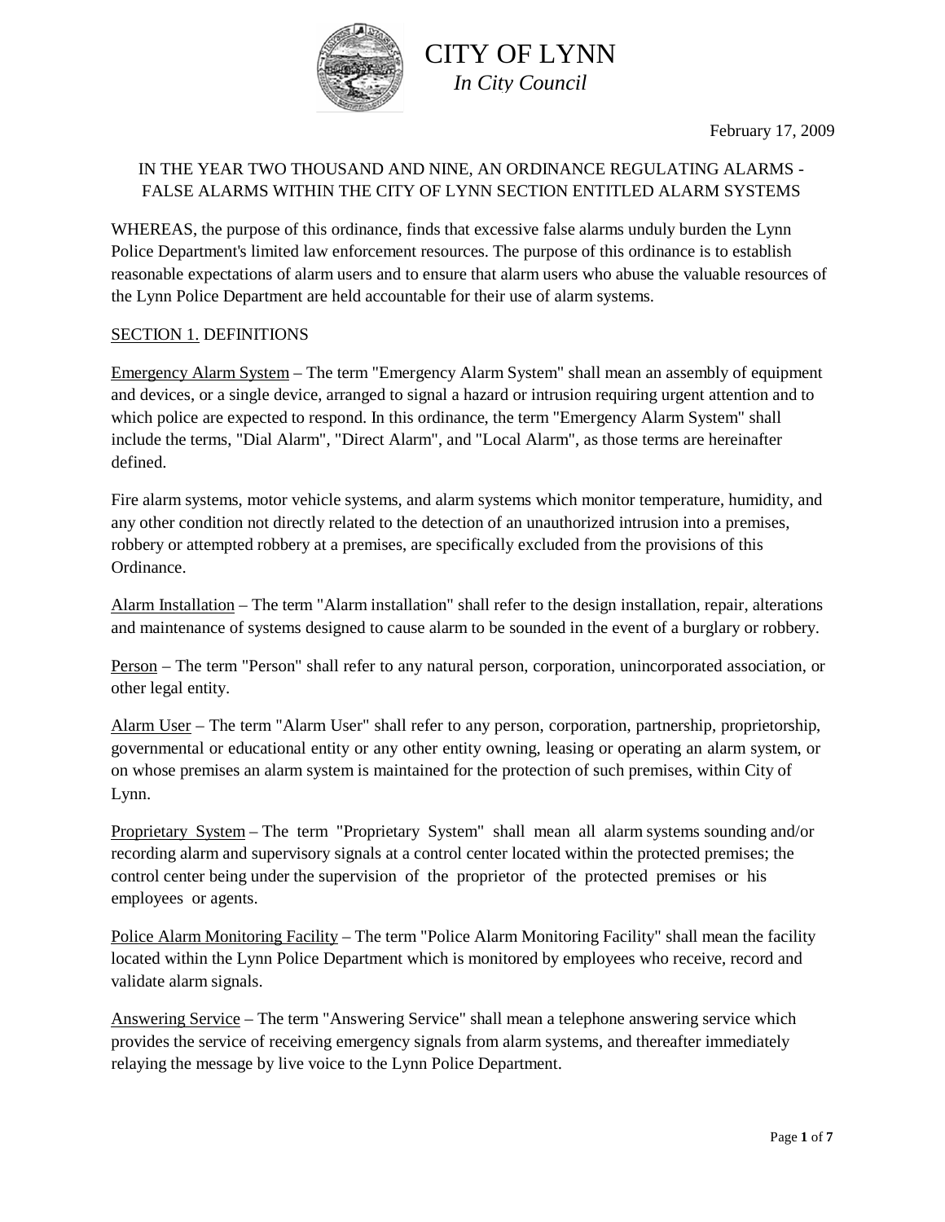# CITY OF LYNN

*In City Council*

February 17, 2009

IN THE YEAR TWO THOUSAND AND NINE, AN ORDINANCE REGULATING ALARMS - FALSE ALARMS WITHIN THE CITY OF LYNN SECTION ENTITLED ALARM SYSTEMS

WHEREAS, the purpose of this ordinance, finds that excessive false alarms unduly burden the Lynn Police Department's limited law enforcement resources. The purpose of this ordinance is to establish reasonable expectations of alarm users and to ensure that alarm users who abuse the valuable resources of the Lynn Police Department are held accountable for their use of alarm systems.

## SECTION 1. DEFINITIONS

Emergency Alarm System – The term "Emergency Alarm System" shall mean an assembly of equipment and devices, or a single device, arranged to signal a hazard or intrusion requiring urgent attention and to which police are expected to respond. In this ordinance, the term "Emergency Alarm System" shall include the terms, "Dial Alarm", "Direct Alarm", and "Local Alarm", as those terms are hereinafter defined.

Fire alarm systems, motor vehicle systems, and alarm systems which monitor temperature, humidity, and any other condition not directly related to the detection of an unauthorized intrusion into a premises, robbery or attempted robbery at a premises, are specifically excluded from the provisions of this Ordinance.

Alarm Installation – The term "Alarm installation" shall refer to the design installation, repair, alterations and maintenance of systems designed to cause alarm to be sounded in the event of a burglary or robbery.

Person – The term "Person" shall refer to any natural person, corporation, unincorporated association, or other legal entity.

Alarm User – The term "Alarm User" shall refer to any person, corporation, partnership, proprietorship, governmental or educational entity or any other entity owning, leasing or operating an alarm system, or on whose premises an alarm system is maintained for the protection of such premises, within City of Lynn.

Proprietary System – The term "Proprietary System" shall mean all alarm systems sounding and/or recording alarm and supervisory signals at a control center located within the protected premises; the control center being under the supervision of the proprietor of the protected premises or his employees or agents.

Police Alarm Monitoring Facility – The term "Police Alarm Monitoring Facility" shall mean the facility located within the Lynn Police Department which is monitored by employees who receive, record and validate alarm signals.

Answering Service – The term "Answering Service" shall mean a telephone answering service which provides the service of receiving emergency signals from alarm systems, and thereafter immediately relaying the message by live voice to the Lynn Police Department.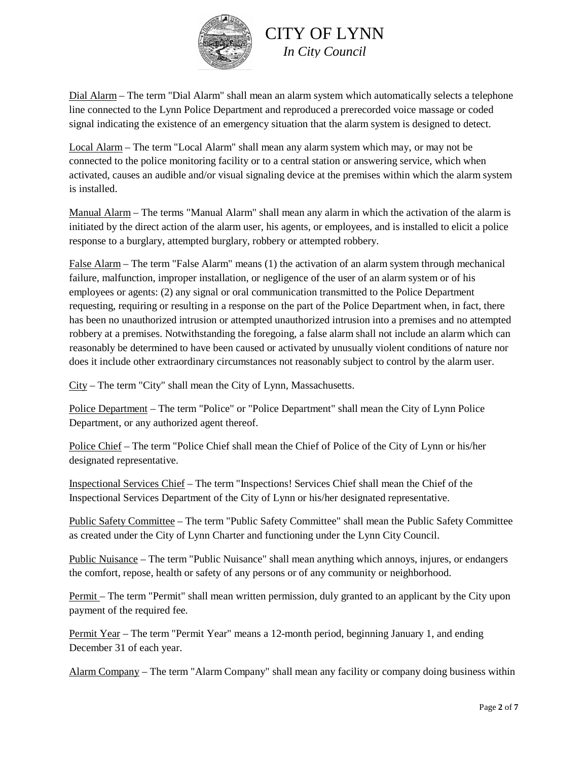Dial Alarm – The term "Dial Alarm" shall mean an alarm system which automatically selects a telephone line connected to the Lynn Police Department and reproduced a prerecorded voice massage or coded signal indicating the existence of an emergency situation that the alarm system is designed to detect.

Local Alarm – The term "Local Alarm" shall mean any alarm system which may, or may not be connected to the police monitoring facility or to a central station or answering service, which when activated, causes an audible and/or visual signaling device at the premises within which the alarm system is installed.

Manual Alarm – The terms "Manual Alarm" shall mean any alarm in which the activation of the alarm is initiated by the direct action of the alarm user, his agents, or employees, and is installed to elicit a police response to a burglary, attempted burglary, robbery or attempted robbery.

False Alarm – The term "False Alarm" means (1) the activation of an alarm system through mechanical failure, malfunction, improper installation, or negligence of the user of an alarm system or of his employees or agents: (2) any signal or oral communication transmitted to the Police Department requesting, requiring or resulting in a response on the part of the Police Department when, in fact, there has been no unauthorized intrusion or attempted unauthorized intrusion into a premises and no attempted robbery at a premises. Notwithstanding the foregoing, a false alarm shall not include an alarm which can reasonably be determined to have been caused or activated by unusually violent conditions of nature nor does it include other extraordinary circumstances not reasonably subject to control by the alarm user.

City – The term "City" shall mean the City of Lynn, Massachusetts.

Police Department – The term "Police" or "Police Department" shall mean the City of Lynn Police Department, or any authorized agent thereof.

Police Chief – The term "Police Chief shall mean the Chief of Police of the City of Lynn or his/her designated representative.

Inspectional Services Chief – The term "Inspections! Services Chief shall mean the Chief of the Inspectional Services Department of the City of Lynn or his/her designated representative.

Public Safety Committee – The term "Public Safety Committee" shall mean the Public Safety Committee as created under the City of Lynn Charter and functioning under the Lynn City Council.

Public Nuisance – The term "Public Nuisance" shall mean anything which annoys, injures, or endangers the comfort, repose, health or safety of any persons or of any community or neighborhood.

Permit – The term "Permit" shall mean written permission, duly granted to an applicant by the City upon payment of the required fee.

Permit Year – The term "Permit Year" means a 12-month period, beginning January 1, and ending December 31 of each year.

Alarm Company – The term "Alarm Company" shall mean any facility or company doing business within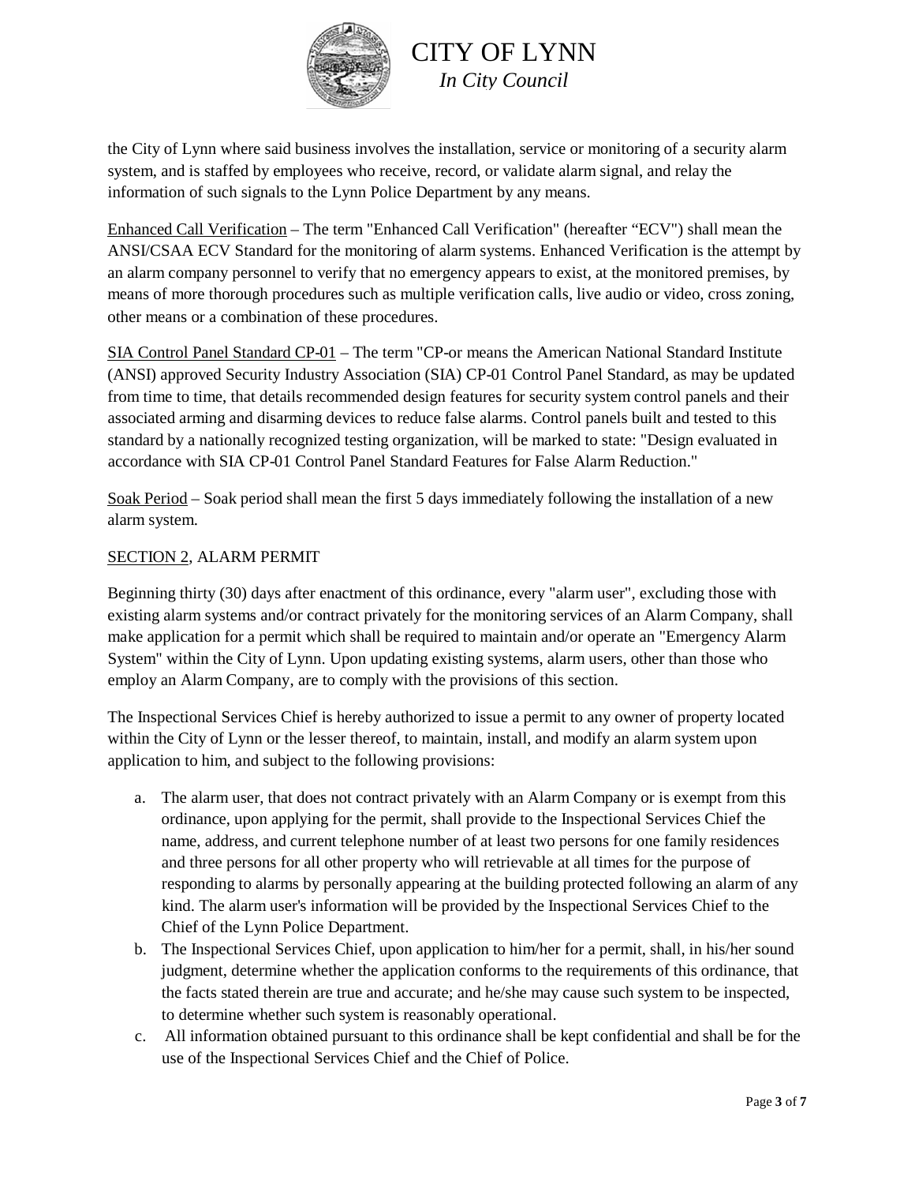the City of Lynn where said business involves the installation, service or monitoring of a security alarm system, and is staffed by employees who receive, record, or validate alarm signal, and relay the information of such signals to the Lynn Police Department by any means.

Enhanced Call Verification – The term "Enhanced Call Verification" (hereafter "ECV") shall mean the ANSI/CSAA ECV Standard for the monitoring of alarm systems. Enhanced Verification is the attempt by an alarm company personnel to verify that no emergency appears to exist, at the monitored premises, by means of more thorough procedures such as multiple verification calls, live audio or video, cross zoning, other means or a combination of these procedures.

SIA Control Panel Standard CP-01 – The term "CP-or means the American National Standard Institute (ANSI) approved Security Industry Association (SIA) CP-01 Control Panel Standard, as may be updated from time to time, that details recommended design features for security system control panels and their associated arming and disarming devices to reduce false alarms. Control panels built and tested to this standard by a nationally recognized testing organization, will be marked to state: "Design evaluated in accordance with SIA CP-01 Control Panel Standard Features for False Alarm Reduction."

Soak Period – Soak period shall mean the first 5 days immediately following the installation of a new alarm system.

SECTION 2, ALARM PERMIT

Beginning thirty (30) days after enactment of this ordinance, every "alarm user", excluding those with existing alarm systems and/or contract privately for the monitoring services of an Alarm Company, shall make application for a permit which shall be required to maintain and/or operate an "Emergency Alarm System" within the City of Lynn. Upon updating existing systems, alarm users, other than those who employ an Alarm Company, are to comply with the provisions of this section.

The Inspectional Services Chief is hereby authorized to issue a permit to any owner of property located within the City of Lynn or the lesser thereof, to maintain, install, and modify an alarm system upon application to him, and subject to the following provisions:

a. The alarm user, that does not contract privately with an Alarm Company or is exempt from this ordinance, upon applying for the permit, shall provide to the Inspectional Services Chief the name, address, and current telephone number of at least two persons for one family residences and three persons for all other property who will retrievable at all times for the purpose of responding to alarms by personally appearing at the building protected following an alarm of any kind. The alarm user's information will be provided by the Inspectional Services Chief to the Chief of the Lynn Police Department.
b. The Inspectional Services Chief, upon application to him/her for a permit, shall, in his/her sound judgment, determine whether the application conforms to the requirements of this ordinance, that the facts stated therein are true and accurate; and he/she may cause such system to be inspected, to determine whether such system is reasonably operational.
c. All information obtained pursuant to this ordinance shall be kept confidential and shall be for the use of the Inspectional Services Chief and the Chief of Police.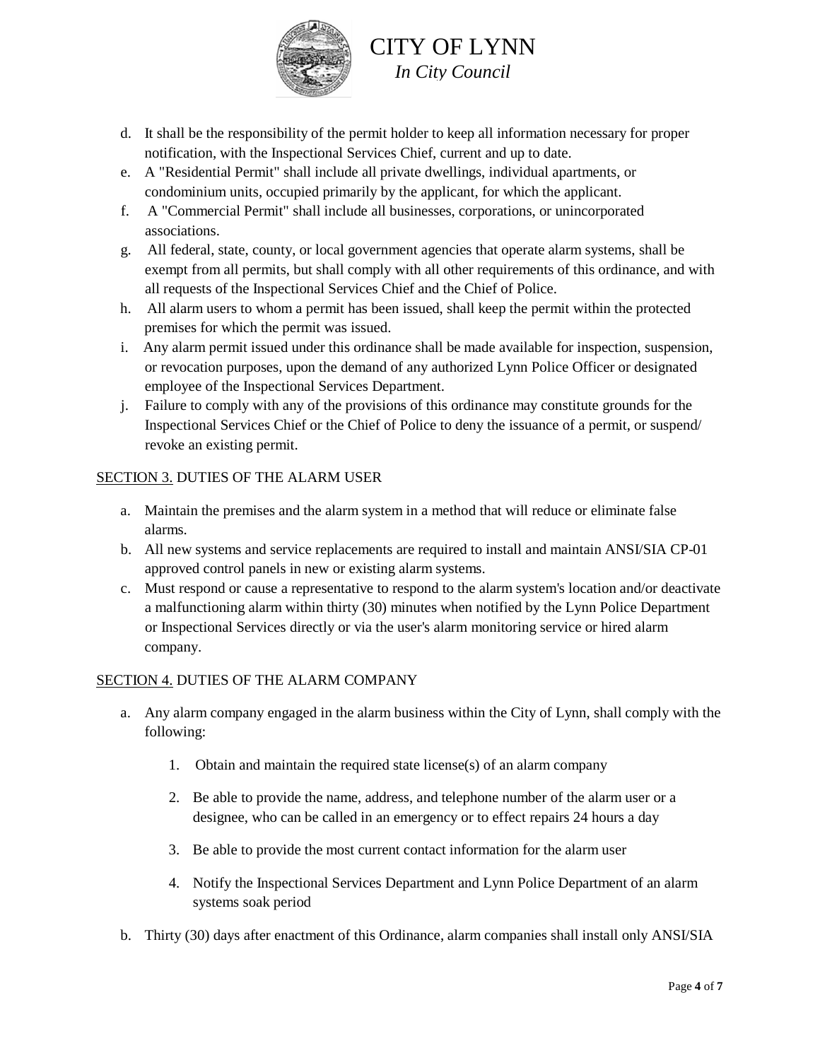d. It shall be the responsibility of the permit holder to keep all information necessary for proper notification, with the Inspectional Services Chief, current and up to date.

e. A "Residential Permit" shall include all private dwellings, individual apartments, or condominium units, occupied primarily by the applicant, for which the applicant.

f. A "Commercial Permit" shall include all businesses, corporations, or unincorporated associations.

g. All federal, state, county, or local government agencies that operate alarm systems, shall be exempt from all permits, but shall comply with all other requirements of this ordinance, and with all requests of the Inspectional Services Chief and the Chief of Police.

h. All alarm users to whom a permit has been issued, shall keep the permit within the protected premises for which the permit was issued.

i. Any alarm permit issued under this ordinance shall be made available for inspection, suspension, or revocation purposes, upon the demand of any authorized Lynn Police Officer or designated employee of the Inspectional Services Department.

j. Failure to comply with any of the provisions of this ordinance may constitute grounds for the Inspectional Services Chief or the Chief of Police to deny the issuance of a permit, or suspend/ revoke an existing permit.

<u>SECTION 3.</u> DUTIES OF THE ALARM USER

a. Maintain the premises and the alarm system in a method that will reduce or eliminate false alarms.

b. All new systems and service replacements are required to install and maintain ANSI/SIA CP-01 approved control panels in new or existing alarm systems.

c. Must respond or cause a representative to respond to the alarm system's location and/or deactivate a malfunctioning alarm within thirty (30) minutes when notified by the Lynn Police Department or Inspectional Services directly or via the user's alarm monitoring service or hired alarm company.

<u>SECTION 4.</u> DUTIES OF THE ALARM COMPANY

a. Any alarm company engaged in the alarm business within the City of Lynn, shall comply with the following:

   1. Obtain and maintain the required state license(s) of an alarm company

   2. Be able to provide the name, address, and telephone number of the alarm user or a designee, who can be called in an emergency or to effect repairs 24 hours a day

   3. Be able to provide the most current contact information for the alarm user

   4. Notify the Inspectional Services Department and Lynn Police Department of an alarm systems soak period

b. Thirty (30) days after enactment of this Ordinance, alarm companies shall install only ANSI/SIA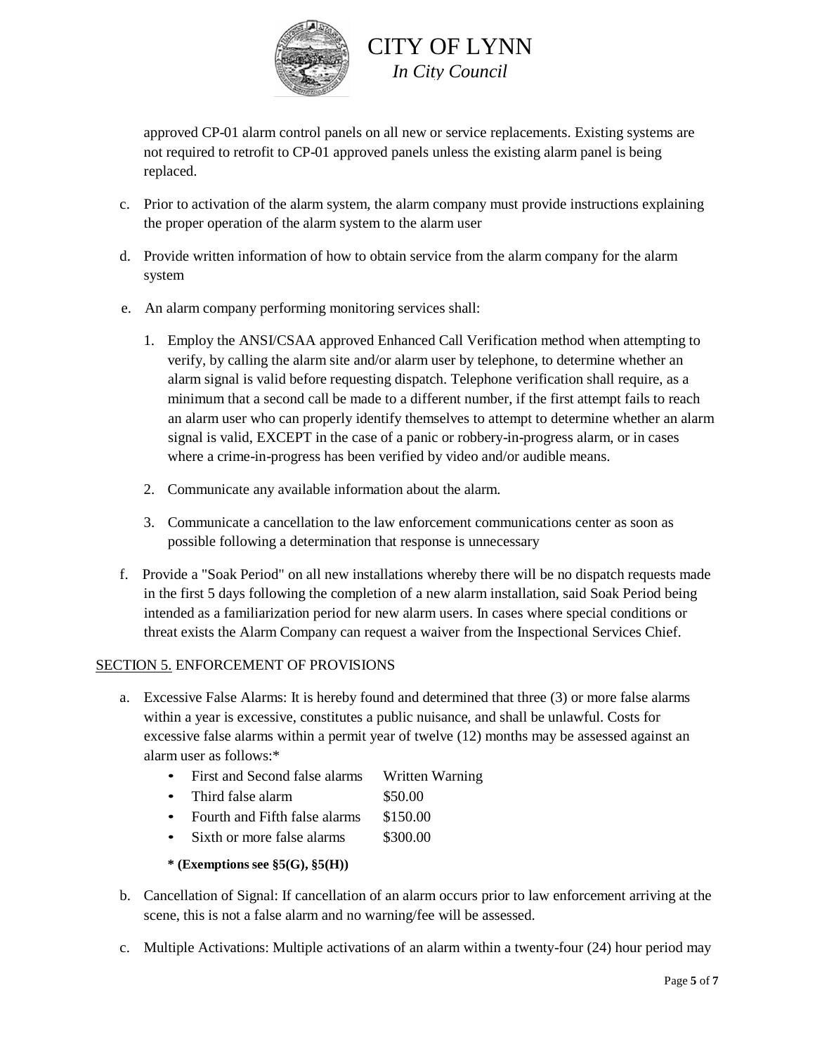approved CP-01 alarm control panels on all new or service replacements. Existing systems are not required to retrofit to CP-01 approved panels unless the existing alarm panel is being replaced.

c. Prior to activation of the alarm system, the alarm company must provide instructions explaining the proper operation of the alarm system to the alarm user

d. Provide written information of how to obtain service from the alarm company for the alarm system

e. An alarm company performing monitoring services shall:

   1. Employ the ANSI/CSAA approved Enhanced Call Verification method when attempting to verify, by calling the alarm site and/or alarm user by telephone, to determine whether an alarm signal is valid before requesting dispatch. Telephone verification shall require, as a minimum that a second call be made to a different number, if the first attempt fails to reach an alarm user who can properly identify themselves to attempt to determine whether an alarm signal is valid, EXCEPT in the case of a panic or robbery-in-progress alarm, or in cases where a crime-in-progress has been verified by video and/or audible means.

   2. Communicate any available information about the alarm.

   3. Communicate a cancellation to the law enforcement communications center as soon as possible following a determination that response is unnecessary

f. Provide a "Soak Period" on all new installations whereby there will be no dispatch requests made in the first 5 days following the completion of a new alarm installation, said Soak Period being intended as a familiarization period for new alarm users. In cases where special conditions or threat exists the Alarm Company can request a waiver from the Inspectional Services Chief.

SECTION 5. ENFORCEMENT OF PROVISIONS

a. Excessive False Alarms: It is hereby found and determined that three (3) or more false alarms within a year is excessive, constitutes a public nuisance, and shall be unlawful. Costs for excessive false alarms within a permit year of twelve (12) months may be assessed against an alarm user as follows:*

   - First and Second false alarms — Written Warning
   - Third false alarm — $50.00
   - Fourth and Fifth false alarms — $150.00
   - Sixth or more false alarms — $300.00

   **\* (Exemptions see §5(G), §5(H))**

b. Cancellation of Signal: If cancellation of an alarm occurs prior to law enforcement arriving at the scene, this is not a false alarm and no warning/fee will be assessed.

c. Multiple Activations: Multiple activations of an alarm within a twenty-four (24) hour period may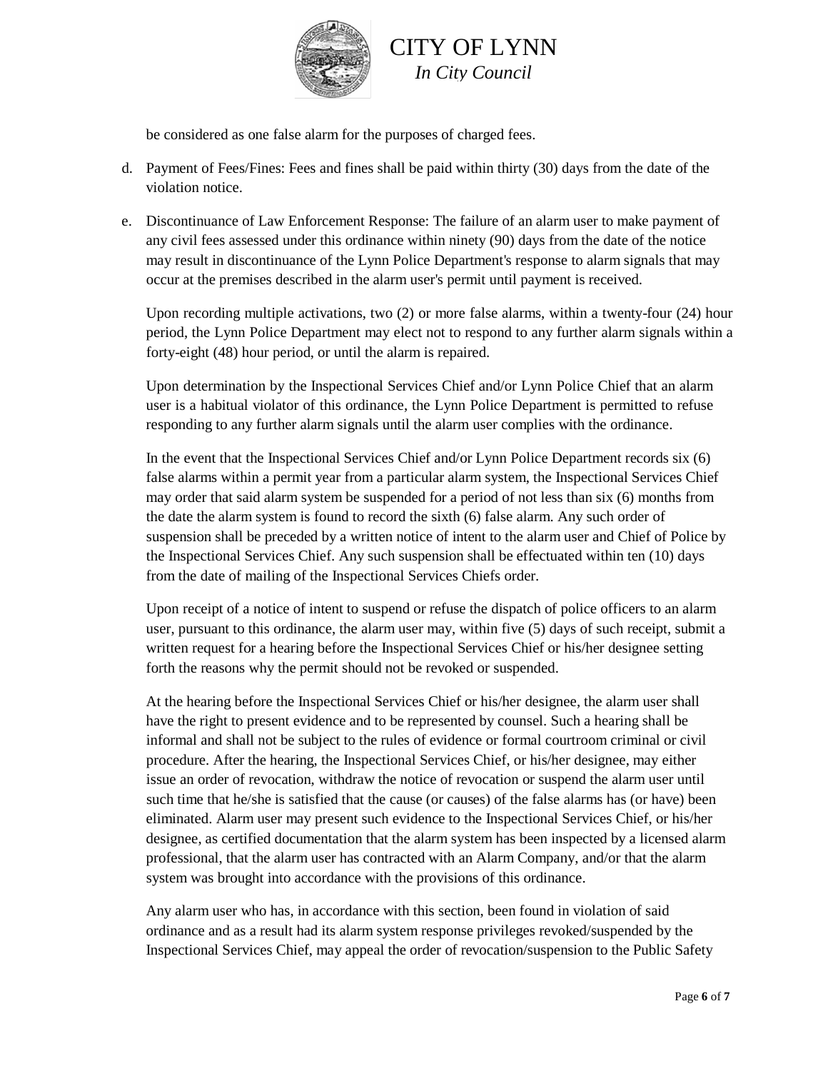be considered as one false alarm for the purposes of charged fees.

d. Payment of Fees/Fines: Fees and fines shall be paid within thirty (30) days from the date of the violation notice.

e. Discontinuance of Law Enforcement Response: The failure of an alarm user to make payment of any civil fees assessed under this ordinance within ninety (90) days from the date of the notice may result in discontinuance of the Lynn Police Department's response to alarm signals that may occur at the premises described in the alarm user's permit until payment is received.

   Upon recording multiple activations, two (2) or more false alarms, within a twenty-four (24) hour period, the Lynn Police Department may elect not to respond to any further alarm signals within a forty-eight (48) hour period, or until the alarm is repaired.

   Upon determination by the Inspectional Services Chief and/or Lynn Police Chief that an alarm user is a habitual violator of this ordinance, the Lynn Police Department is permitted to refuse responding to any further alarm signals until the alarm user complies with the ordinance.

   In the event that the Inspectional Services Chief and/or Lynn Police Department records six (6) false alarms within a permit year from a particular alarm system, the Inspectional Services Chief may order that said alarm system be suspended for a period of not less than six (6) months from the date the alarm system is found to record the sixth (6) false alarm. Any such order of suspension shall be preceded by a written notice of intent to the alarm user and Chief of Police by the Inspectional Services Chief. Any such suspension shall be effectuated within ten (10) days from the date of mailing of the Inspectional Services Chiefs order.

   Upon receipt of a notice of intent to suspend or refuse the dispatch of police officers to an alarm user, pursuant to this ordinance, the alarm user may, within five (5) days of such receipt, submit a written request for a hearing before the Inspectional Services Chief or his/her designee setting forth the reasons why the permit should not be revoked or suspended.

   At the hearing before the Inspectional Services Chief or his/her designee, the alarm user shall have the right to present evidence and to be represented by counsel. Such a hearing shall be informal and shall not be subject to the rules of evidence or formal courtroom criminal or civil procedure. After the hearing, the Inspectional Services Chief, or his/her designee, may either issue an order of revocation, withdraw the notice of revocation or suspend the alarm user until such time that he/she is satisfied that the cause (or causes) of the false alarms has (or have) been eliminated. Alarm user may present such evidence to the Inspectional Services Chief, or his/her designee, as certified documentation that the alarm system has been inspected by a licensed alarm professional, that the alarm user has contracted with an Alarm Company, and/or that the alarm system was brought into accordance with the provisions of this ordinance.

   Any alarm user who has, in accordance with this section, been found in violation of said ordinance and as a result had its alarm system response privileges revoked/suspended by the Inspectional Services Chief, may appeal the order of revocation/suspension to the Public Safety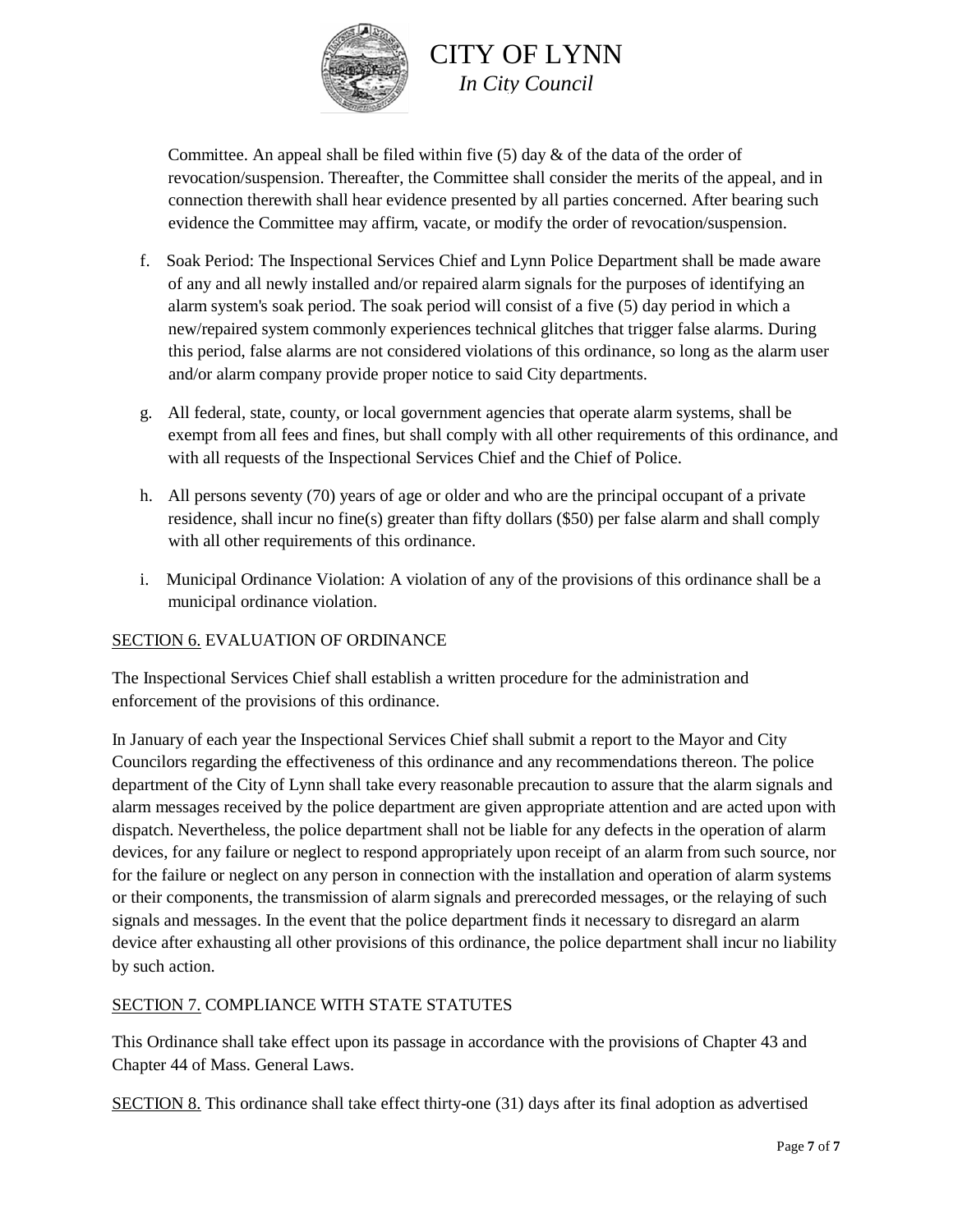Committee. An appeal shall be filed within five (5) day & of the data of the order of revocation/suspension. Thereafter, the Committee shall consider the merits of the appeal, and in connection therewith shall hear evidence presented by all parties concerned. After bearing such evidence the Committee may affirm, vacate, or modify the order of revocation/suspension.

f. Soak Period: The Inspectional Services Chief and Lynn Police Department shall be made aware of any and all newly installed and/or repaired alarm signals for the purposes of identifying an alarm system's soak period. The soak period will consist of a five (5) day period in which a new/repaired system commonly experiences technical glitches that trigger false alarms. During this period, false alarms are not considered violations of this ordinance, so long as the alarm user and/or alarm company provide proper notice to said City departments.

g. All federal, state, county, or local government agencies that operate alarm systems, shall be exempt from all fees and fines, but shall comply with all other requirements of this ordinance, and with all requests of the Inspectional Services Chief and the Chief of Police.

h. All persons seventy (70) years of age or older and who are the principal occupant of a private residence, shall incur no fine(s) greater than fifty dollars ($50) per false alarm and shall comply with all other requirements of this ordinance.

i. Municipal Ordinance Violation: A violation of any of the provisions of this ordinance shall be a municipal ordinance violation.

<u>SECTION 6.</u> EVALUATION OF ORDINANCE

The Inspectional Services Chief shall establish a written procedure for the administration and enforcement of the provisions of this ordinance.

In January of each year the Inspectional Services Chief shall submit a report to the Mayor and City Councilors regarding the effectiveness of this ordinance and any recommendations thereon. The police department of the City of Lynn shall take every reasonable precaution to assure that the alarm signals and alarm messages received by the police department are given appropriate attention and are acted upon with dispatch. Nevertheless, the police department shall not be liable for any defects in the operation of alarm devices, for any failure or neglect to respond appropriately upon receipt of an alarm from such source, nor for the failure or neglect on any person in connection with the installation and operation of alarm systems or their components, the transmission of alarm signals and prerecorded messages, or the relaying of such signals and messages. In the event that the police department finds it necessary to disregard an alarm device after exhausting all other provisions of this ordinance, the police department shall incur no liability by such action.

<u>SECTION 7.</u> COMPLIANCE WITH STATE STATUTES

This Ordinance shall take effect upon its passage in accordance with the provisions of Chapter 43 and Chapter 44 of Mass. General Laws.

<u>SECTION 8.</u> This ordinance shall take effect thirty-one (31) days after its final adoption as advertised